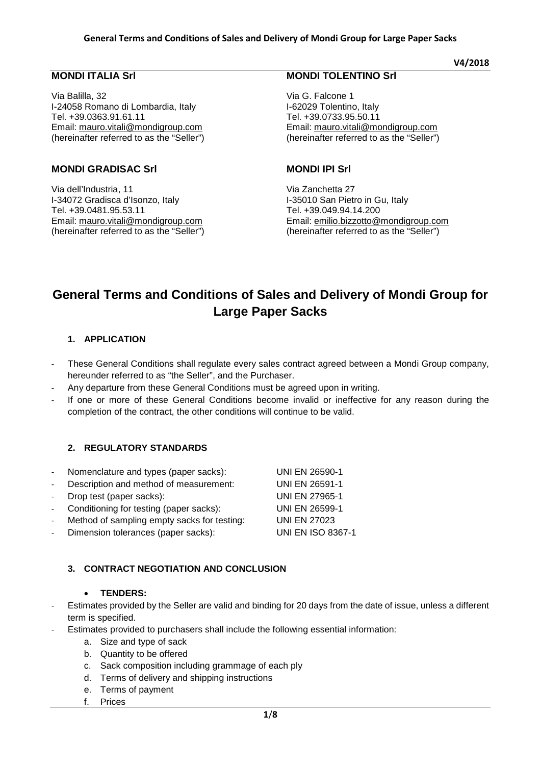V4/2018

**MONDI ITALIA Srl**

Via Balilla, 32
I-24058 Romano di Lombardia, Italy
Tel. +39.0363.91.61.11
Email: mauro.vitali@mondigroup.com
(hereinafter referred to as the "Seller")

**MONDI TOLENTINO Srl**

Via G. Falcone 1
I-62029 Tolentino, Italy
Tel. +39.0733.95.50.11
Email: mauro.vitali@mondigroup.com
(hereinafter referred to as the "Seller")

**MONDI GRADISAC Srl**

Via dell'Industria, 11
I-34072 Gradisca d'Isonzo, Italy
Tel. +39.0481.95.53.11
Email: mauro.vitali@mondigroup.com
(hereinafter referred to as the "Seller")

**MONDI IPI Srl**

Via Zanchetta 27
I-35010 San Pietro in Gu, Italy
Tel. +39.049.94.14.200
Email: emilio.bizzotto@mondigroup.com
(hereinafter referred to as the "Seller")

# General Terms and Conditions of Sales and Delivery of Mondi Group for Large Paper Sacks

## 1. APPLICATION

- These General Conditions shall regulate every sales contract agreed between a Mondi Group company, hereunder referred to as "the Seller", and the Purchaser.
- Any departure from these General Conditions must be agreed upon in writing.
- If one or more of these General Conditions become invalid or ineffective for any reason during the completion of the contract, the other conditions will continue to be valid.

## 2. REGULATORY STANDARDS

| | |
|---|---|
| - Nomenclature and types (paper sacks): | UNI EN 26590-1 |
| - Description and method of measurement: | UNI EN 26591-1 |
| - Drop test (paper sacks): | UNI EN 27965-1 |
| - Conditioning for testing (paper sacks): | UNI EN 26599-1 |
| - Method of sampling empty sacks for testing: | UNI EN 27023 |
| - Dimension tolerances (paper sacks): | UNI EN ISO 8367-1 |

## 3. CONTRACT NEGOTIATION AND CONCLUSION

- **TENDERS:**

- Estimates provided by the Seller are valid and binding for 20 days from the date of issue, unless a different term is specified.
- Estimates provided to purchasers shall include the following essential information:
  a. Size and type of sack
  b. Quantity to be offered
  c. Sack composition including grammage of each ply
  d. Terms of delivery and shipping instructions
  e. Terms of payment
  f. Prices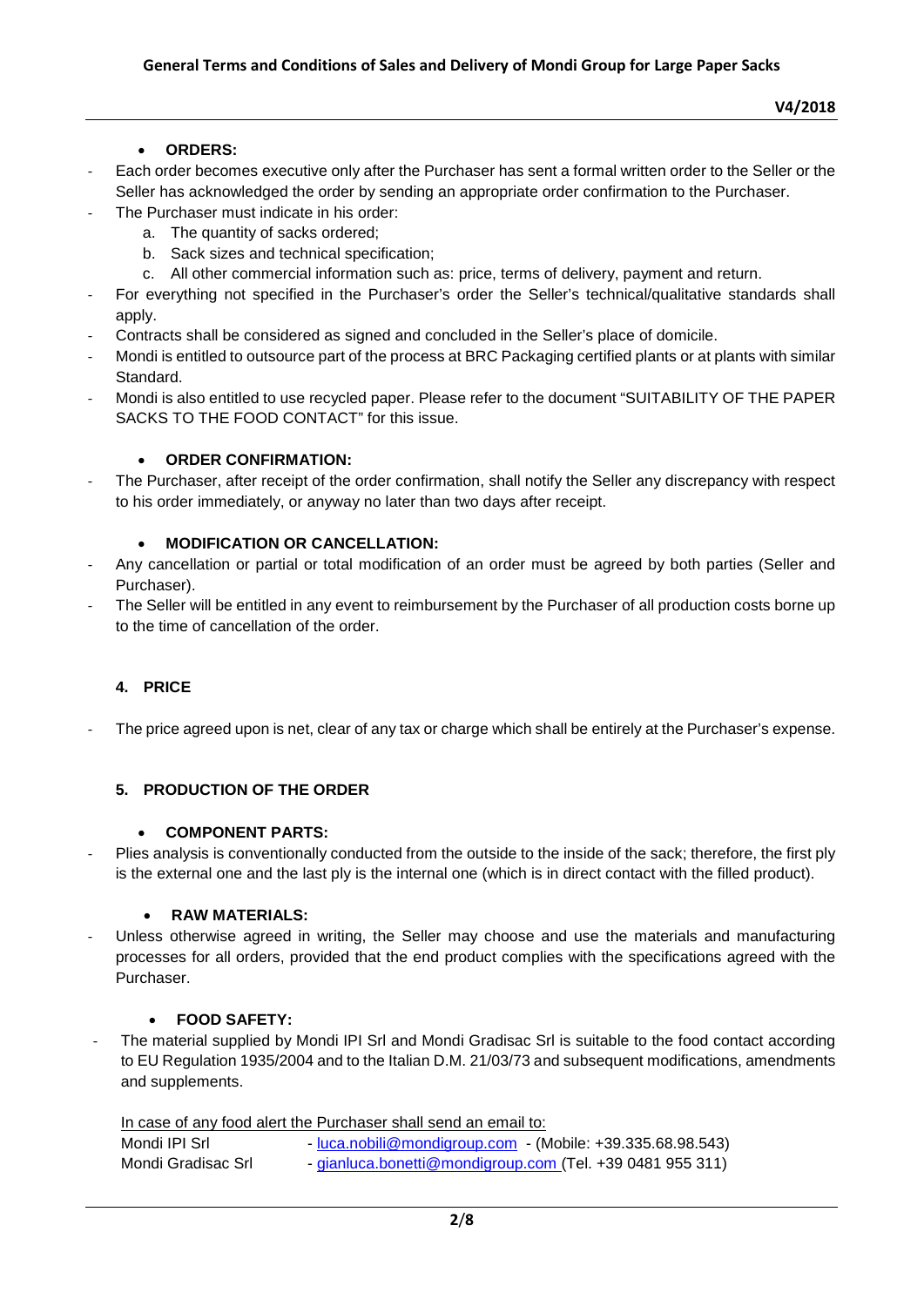- **ORDERS:**

- Each order becomes executive only after the Purchaser has sent a formal written order to the Seller or the Seller has acknowledged the order by sending an appropriate order confirmation to the Purchaser.
- The Purchaser must indicate in his order:
  a. The quantity of sacks ordered;
  b. Sack sizes and technical specification;
  c. All other commercial information such as: price, terms of delivery, payment and return.
- For everything not specified in the Purchaser's order the Seller's technical/qualitative standards shall apply.
- Contracts shall be considered as signed and concluded in the Seller's place of domicile.
- Mondi is entitled to outsource part of the process at BRC Packaging certified plants or at plants with similar Standard.
- Mondi is also entitled to use recycled paper. Please refer to the document "SUITABILITY OF THE PAPER SACKS TO THE FOOD CONTACT" for this issue.

- **ORDER CONFIRMATION:**

- The Purchaser, after receipt of the order confirmation, shall notify the Seller any discrepancy with respect to his order immediately, or anyway no later than two days after receipt.

- **MODIFICATION OR CANCELLATION:**

- Any cancellation or partial or total modification of an order must be agreed by both parties (Seller and Purchaser).
- The Seller will be entitled in any event to reimbursement by the Purchaser of all production costs borne up to the time of cancellation of the order.

## 4. PRICE

- The price agreed upon is net, clear of any tax or charge which shall be entirely at the Purchaser's expense.

## 5. PRODUCTION OF THE ORDER

- **COMPONENT PARTS:**

- Plies analysis is conventionally conducted from the outside to the inside of the sack; therefore, the first ply is the external one and the last ply is the internal one (which is in direct contact with the filled product).

- **RAW MATERIALS:**

- Unless otherwise agreed in writing, the Seller may choose and use the materials and manufacturing processes for all orders, provided that the end product complies with the specifications agreed with the Purchaser.

- **FOOD SAFETY:**

- The material supplied by Mondi IPI Srl and Mondi Gradisac Srl is suitable to the food contact according to EU Regulation 1935/2004 and to the Italian D.M. 21/03/73 and subsequent modifications, amendments and supplements.

<u>In case of any food alert the Purchaser shall send an email to:</u>

Mondi IPI Srl - luca.nobili@mondigroup.com - (Mobile: +39.335.68.98.543)
Mondi Gradisac Srl - gianluca.bonetti@mondigroup.com (Tel. +39 0481 955 311)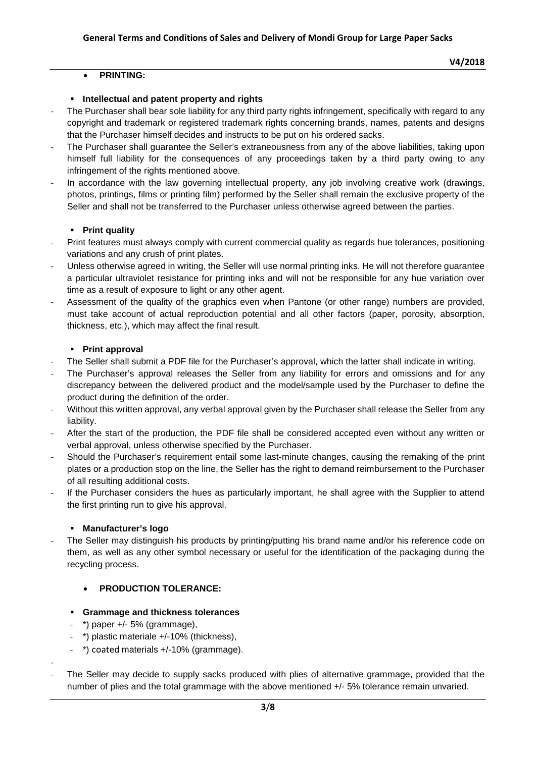- **PRINTING:**

  - **Intellectual and patent property and rights**

- The Purchaser shall bear sole liability for any third party rights infringement, specifically with regard to any copyright and trademark or registered trademark rights concerning brands, names, patents and designs that the Purchaser himself decides and instructs to be put on his ordered sacks.
- The Purchaser shall guarantee the Seller's extraneousness from any of the above liabilities, taking upon himself full liability for the consequences of any proceedings taken by a third party owing to any infringement of the rights mentioned above.
- In accordance with the law governing intellectual property, any job involving creative work (drawings, photos, printings, films or printing film) performed by the Seller shall remain the exclusive property of the Seller and shall not be transferred to the Purchaser unless otherwise agreed between the parties.

  - **Print quality**

- Print features must always comply with current commercial quality as regards hue tolerances, positioning variations and any crush of print plates.
- Unless otherwise agreed in writing, the Seller will use normal printing inks. He will not therefore guarantee a particular ultraviolet resistance for printing inks and will not be responsible for any hue variation over time as a result of exposure to light or any other agent.
- Assessment of the quality of the graphics even when Pantone (or other range) numbers are provided, must take account of actual reproduction potential and all other factors (paper, porosity, absorption, thickness, etc.), which may affect the final result.

  - **Print approval**

- The Seller shall submit a PDF file for the Purchaser's approval, which the latter shall indicate in writing.
- The Purchaser's approval releases the Seller from any liability for errors and omissions and for any discrepancy between the delivered product and the model/sample used by the Purchaser to define the product during the definition of the order.
- Without this written approval, any verbal approval given by the Purchaser shall release the Seller from any liability.
- After the start of the production, the PDF file shall be considered accepted even without any written or verbal approval, unless otherwise specified by the Purchaser.
- Should the Purchaser's requirement entail some last-minute changes, causing the remaking of the print plates or a production stop on the line, the Seller has the right to demand reimbursement to the Purchaser of all resulting additional costs.
- If the Purchaser considers the hues as particularly important, he shall agree with the Supplier to attend the first printing run to give his approval.

  - **Manufacturer's logo**

- The Seller may distinguish his products by printing/putting his brand name and/or his reference code on them, as well as any other symbol necessary or useful for the identification of the packaging during the recycling process.

- **PRODUCTION TOLERANCE:**

  - **Grammage and thickness tolerances**
    - *) paper +/- 5% (grammage),
    - *) plastic materiale +/-10% (thickness),
    - *) coated materials +/-10% (grammage).

- The Seller may decide to supply sacks produced with plies of alternative grammage, provided that the number of plies and the total grammage with the above mentioned +/- 5% tolerance remain unvaried.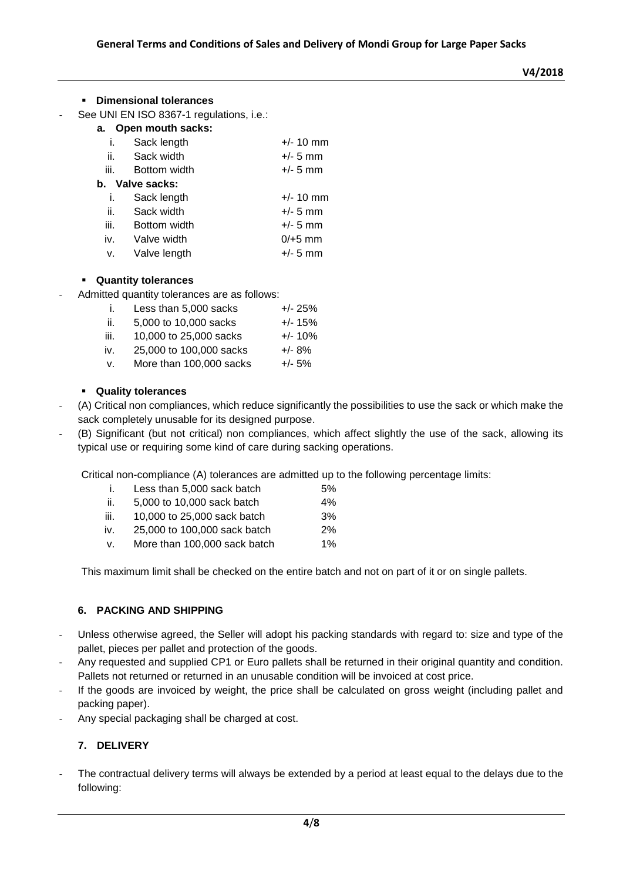- **Dimensional tolerances**

- See UNI EN ISO 8367-1 regulations, i.e.:

  **a. Open mouth sacks:**

  | | | |
  |---|---|---|
  | i. | Sack length | +/- 10 mm |
  | ii. | Sack width | +/- 5 mm |
  | iii. | Bottom width | +/- 5 mm |

  **b. Valve sacks:**

  | | | |
  |---|---|---|
  | i. | Sack length | +/- 10 mm |
  | ii. | Sack width | +/- 5 mm |
  | iii. | Bottom width | +/- 5 mm |
  | iv. | Valve width | 0/+5 mm |
  | v. | Valve length | +/- 5 mm |

- **Quantity tolerances**

- Admitted quantity tolerances are as follows:

  | | | |
  |---|---|---|
  | i. | Less than 5,000 sacks | +/- 25% |
  | ii. | 5,000 to 10,000 sacks | +/- 15% |
  | iii. | 10,000 to 25,000 sacks | +/- 10% |
  | iv. | 25,000 to 100,000 sacks | +/- 8% |
  | v. | More than 100,000 sacks | +/- 5% |

- **Quality tolerances**

- (A) Critical non compliances, which reduce significantly the possibilities to use the sack or which make the sack completely unusable for its designed purpose.
- (B) Significant (but not critical) non compliances, which affect slightly the use of the sack, allowing its typical use or requiring some kind of care during sacking operations.

Critical non-compliance (A) tolerances are admitted up to the following percentage limits:

| | | |
|---|---|---|
| i. | Less than 5,000 sack batch | 5% |
| ii. | 5,000 to 10,000 sack batch | 4% |
| iii. | 10,000 to 25,000 sack batch | 3% |
| iv. | 25,000 to 100,000 sack batch | 2% |
| v. | More than 100,000 sack batch | 1% |

This maximum limit shall be checked on the entire batch and not on part of it or on single pallets.

## 6. PACKING AND SHIPPING

- Unless otherwise agreed, the Seller will adopt his packing standards with regard to: size and type of the pallet, pieces per pallet and protection of the goods.
- Any requested and supplied CP1 or Euro pallets shall be returned in their original quantity and condition. Pallets not returned or returned in an unusable condition will be invoiced at cost price.
- If the goods are invoiced by weight, the price shall be calculated on gross weight (including pallet and packing paper).
- Any special packaging shall be charged at cost.

## 7. DELIVERY

- The contractual delivery terms will always be extended by a period at least equal to the delays due to the following: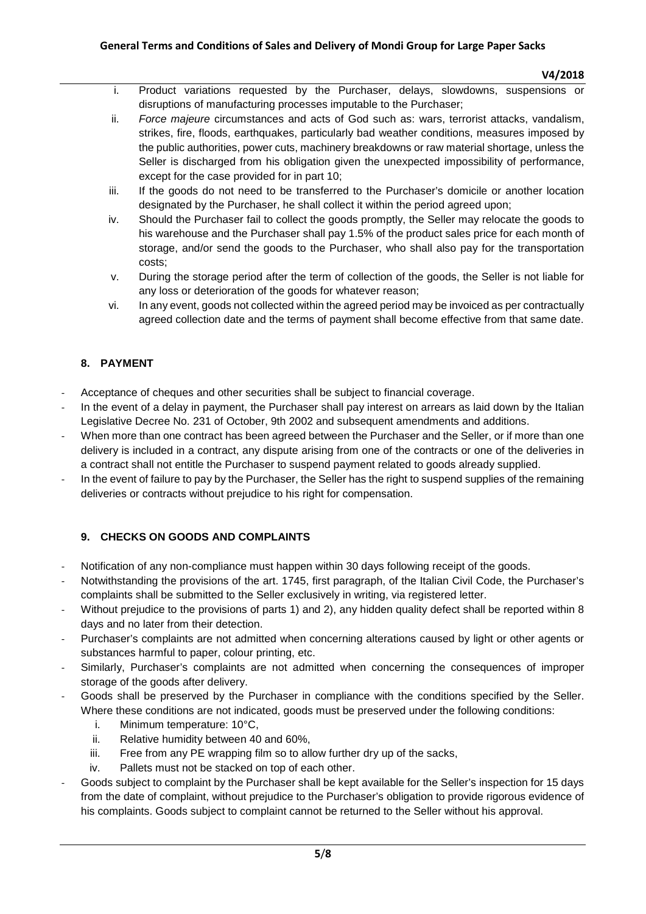i. Product variations requested by the Purchaser, delays, slowdowns, suspensions or disruptions of manufacturing processes imputable to the Purchaser;
ii. *Force majeure* circumstances and acts of God such as: wars, terrorist attacks, vandalism, strikes, fire, floods, earthquakes, particularly bad weather conditions, measures imposed by the public authorities, power cuts, machinery breakdowns or raw material shortage, unless the Seller is discharged from his obligation given the unexpected impossibility of performance, except for the case provided for in part 10;
iii. If the goods do not need to be transferred to the Purchaser's domicile or another location designated by the Purchaser, he shall collect it within the period agreed upon;
iv. Should the Purchaser fail to collect the goods promptly, the Seller may relocate the goods to his warehouse and the Purchaser shall pay 1.5% of the product sales price for each month of storage, and/or send the goods to the Purchaser, who shall also pay for the transportation costs;
v. During the storage period after the term of collection of the goods, the Seller is not liable for any loss or deterioration of the goods for whatever reason;
vi. In any event, goods not collected within the agreed period may be invoiced as per contractually agreed collection date and the terms of payment shall become effective from that same date.

## 8. PAYMENT

- Acceptance of cheques and other securities shall be subject to financial coverage.
- In the event of a delay in payment, the Purchaser shall pay interest on arrears as laid down by the Italian Legislative Decree No. 231 of October, 9th 2002 and subsequent amendments and additions.
- When more than one contract has been agreed between the Purchaser and the Seller, or if more than one delivery is included in a contract, any dispute arising from one of the contracts or one of the deliveries in a contract shall not entitle the Purchaser to suspend payment related to goods already supplied.
- In the event of failure to pay by the Purchaser, the Seller has the right to suspend supplies of the remaining deliveries or contracts without prejudice to his right for compensation.

## 9. CHECKS ON GOODS AND COMPLAINTS

- Notification of any non-compliance must happen within 30 days following receipt of the goods.
- Notwithstanding the provisions of the art. 1745, first paragraph, of the Italian Civil Code, the Purchaser's complaints shall be submitted to the Seller exclusively in writing, via registered letter.
- Without prejudice to the provisions of parts 1) and 2), any hidden quality defect shall be reported within 8 days and no later from their detection.
- Purchaser's complaints are not admitted when concerning alterations caused by light or other agents or substances harmful to paper, colour printing, etc.
- Similarly, Purchaser's complaints are not admitted when concerning the consequences of improper storage of the goods after delivery.
- Goods shall be preserved by the Purchaser in compliance with the conditions specified by the Seller. Where these conditions are not indicated, goods must be preserved under the following conditions:
  i. Minimum temperature: 10°C,
  ii. Relative humidity between 40 and 60%,
  iii. Free from any PE wrapping film so to allow further dry up of the sacks,
  iv. Pallets must not be stacked on top of each other.
- Goods subject to complaint by the Purchaser shall be kept available for the Seller's inspection for 15 days from the date of complaint, without prejudice to the Purchaser's obligation to provide rigorous evidence of his complaints. Goods subject to complaint cannot be returned to the Seller without his approval.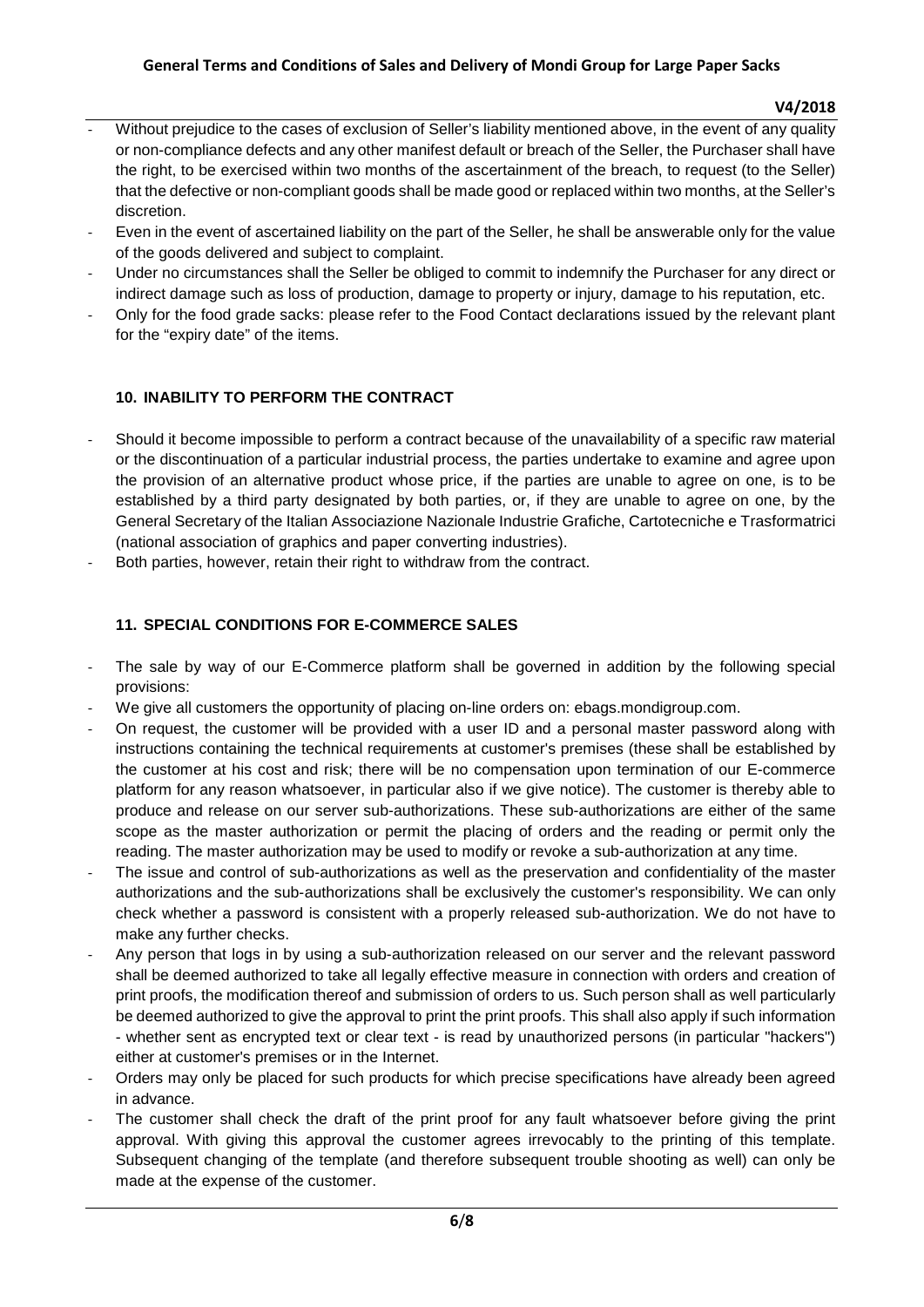- Without prejudice to the cases of exclusion of Seller's liability mentioned above, in the event of any quality or non-compliance defects and any other manifest default or breach of the Seller, the Purchaser shall have the right, to be exercised within two months of the ascertainment of the breach, to request (to the Seller) that the defective or non-compliant goods shall be made good or replaced within two months, at the Seller's discretion.
- Even in the event of ascertained liability on the part of the Seller, he shall be answerable only for the value of the goods delivered and subject to complaint.
- Under no circumstances shall the Seller be obliged to commit to indemnify the Purchaser for any direct or indirect damage such as loss of production, damage to property or injury, damage to his reputation, etc.
- Only for the food grade sacks: please refer to the Food Contact declarations issued by the relevant plant for the "expiry date" of the items.

## 10. INABILITY TO PERFORM THE CONTRACT

- Should it become impossible to perform a contract because of the unavailability of a specific raw material or the discontinuation of a particular industrial process, the parties undertake to examine and agree upon the provision of an alternative product whose price, if the parties are unable to agree on one, is to be established by a third party designated by both parties, or, if they are unable to agree on one, by the General Secretary of the Italian Associazione Nazionale Industrie Grafiche, Cartotecniche e Trasformatrici (national association of graphics and paper converting industries).
- Both parties, however, retain their right to withdraw from the contract.

## 11. SPECIAL CONDITIONS FOR E-COMMERCE SALES

- The sale by way of our E-Commerce platform shall be governed in addition by the following special provisions:
- We give all customers the opportunity of placing on-line orders on: ebags.mondigroup.com.
- On request, the customer will be provided with a user ID and a personal master password along with instructions containing the technical requirements at customer's premises (these shall be established by the customer at his cost and risk; there will be no compensation upon termination of our E-commerce platform for any reason whatsoever, in particular also if we give notice). The customer is thereby able to produce and release on our server sub-authorizations. These sub-authorizations are either of the same scope as the master authorization or permit the placing of orders and the reading or permit only the reading. The master authorization may be used to modify or revoke a sub-authorization at any time.
- The issue and control of sub-authorizations as well as the preservation and confidentiality of the master authorizations and the sub-authorizations shall be exclusively the customer's responsibility. We can only check whether a password is consistent with a properly released sub-authorization. We do not have to make any further checks.
- Any person that logs in by using a sub-authorization released on our server and the relevant password shall be deemed authorized to take all legally effective measure in connection with orders and creation of print proofs, the modification thereof and submission of orders to us. Such person shall as well particularly be deemed authorized to give the approval to print the print proofs. This shall also apply if such information - whether sent as encrypted text or clear text - is read by unauthorized persons (in particular "hackers") either at customer's premises or in the Internet.
- Orders may only be placed for such products for which precise specifications have already been agreed in advance.
- The customer shall check the draft of the print proof for any fault whatsoever before giving the print approval. With giving this approval the customer agrees irrevocably to the printing of this template. Subsequent changing of the template (and therefore subsequent trouble shooting as well) can only be made at the expense of the customer.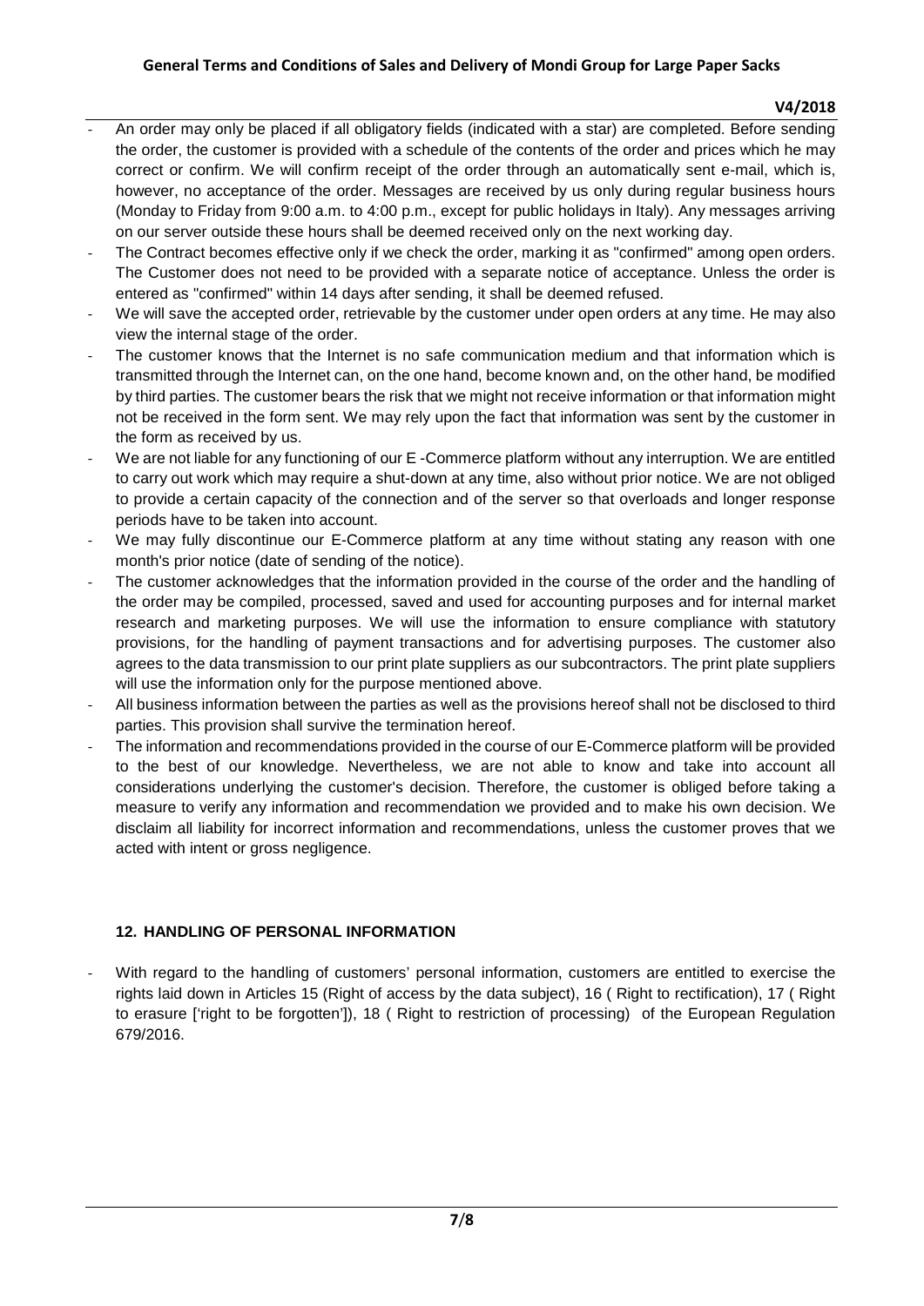- An order may only be placed if all obligatory fields (indicated with a star) are completed. Before sending the order, the customer is provided with a schedule of the contents of the order and prices which he may correct or confirm. We will confirm receipt of the order through an automatically sent e-mail, which is, however, no acceptance of the order. Messages are received by us only during regular business hours (Monday to Friday from 9:00 a.m. to 4:00 p.m., except for public holidays in Italy). Any messages arriving on our server outside these hours shall be deemed received only on the next working day.
- The Contract becomes effective only if we check the order, marking it as "confirmed" among open orders. The Customer does not need to be provided with a separate notice of acceptance. Unless the order is entered as "confirmed" within 14 days after sending, it shall be deemed refused.
- We will save the accepted order, retrievable by the customer under open orders at any time. He may also view the internal stage of the order.
- The customer knows that the Internet is no safe communication medium and that information which is transmitted through the Internet can, on the one hand, become known and, on the other hand, be modified by third parties. The customer bears the risk that we might not receive information or that information might not be received in the form sent. We may rely upon the fact that information was sent by the customer in the form as received by us.
- We are not liable for any functioning of our E -Commerce platform without any interruption. We are entitled to carry out work which may require a shut-down at any time, also without prior notice. We are not obliged to provide a certain capacity of the connection and of the server so that overloads and longer response periods have to be taken into account.
- We may fully discontinue our E-Commerce platform at any time without stating any reason with one month's prior notice (date of sending of the notice).
- The customer acknowledges that the information provided in the course of the order and the handling of the order may be compiled, processed, saved and used for accounting purposes and for internal market research and marketing purposes. We will use the information to ensure compliance with statutory provisions, for the handling of payment transactions and for advertising purposes. The customer also agrees to the data transmission to our print plate suppliers as our subcontractors. The print plate suppliers will use the information only for the purpose mentioned above.
- All business information between the parties as well as the provisions hereof shall not be disclosed to third parties. This provision shall survive the termination hereof.
- The information and recommendations provided in the course of our E-Commerce platform will be provided to the best of our knowledge. Nevertheless, we are not able to know and take into account all considerations underlying the customer's decision. Therefore, the customer is obliged before taking a measure to verify any information and recommendation we provided and to make his own decision. We disclaim all liability for incorrect information and recommendations, unless the customer proves that we acted with intent or gross negligence.

## 12. HANDLING OF PERSONAL INFORMATION

- With regard to the handling of customers' personal information, customers are entitled to exercise the rights laid down in Articles 15 (Right of access by the data subject), 16 ( Right to rectification), 17 ( Right to erasure ['right to be forgotten']), 18 ( Right to restriction of processing) of the European Regulation 679/2016.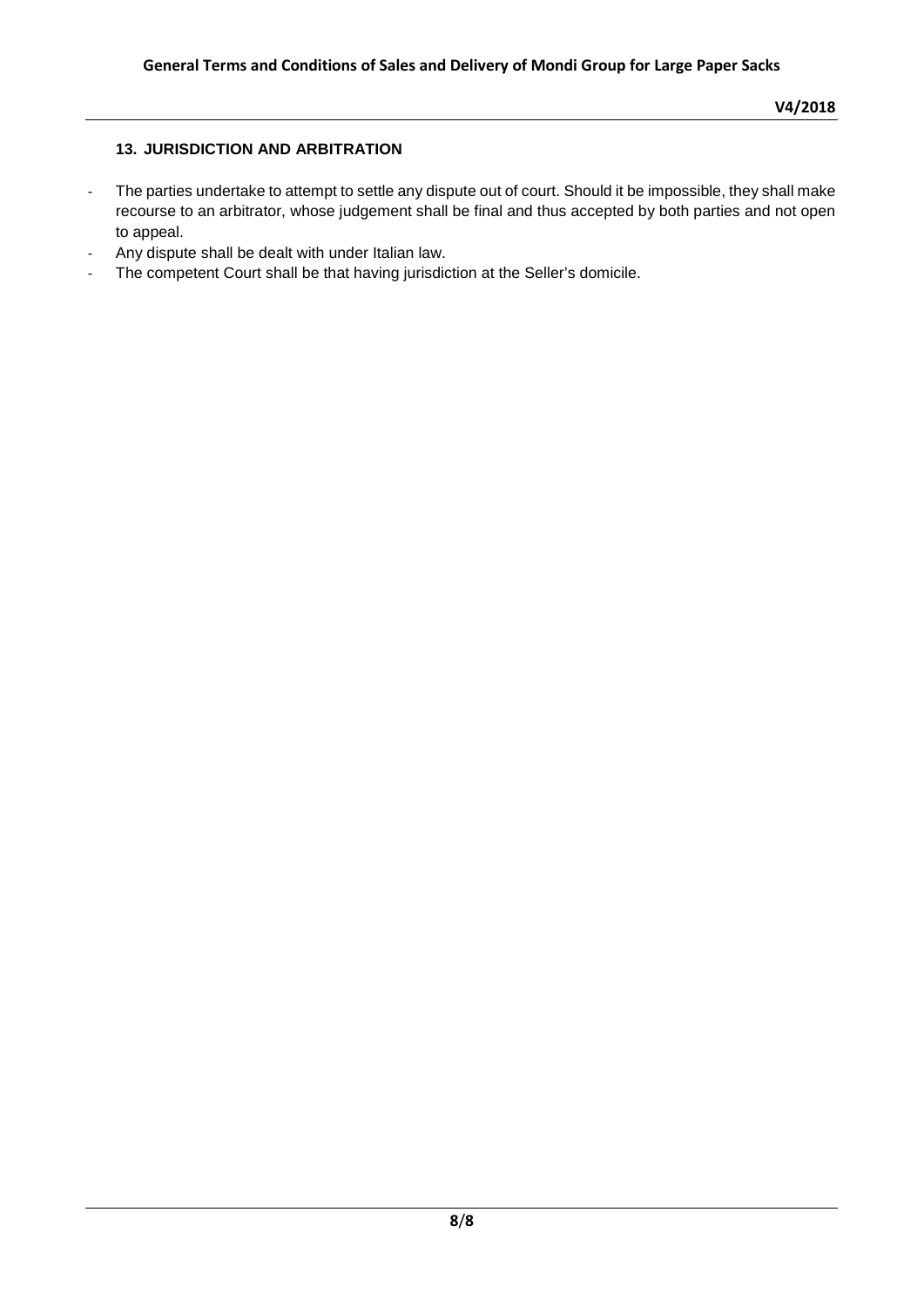## 13. JURISDICTION AND ARBITRATION

- The parties undertake to attempt to settle any dispute out of court. Should it be impossible, they shall make recourse to an arbitrator, whose judgement shall be final and thus accepted by both parties and not open to appeal.
- Any dispute shall be dealt with under Italian law.
- The competent Court shall be that having jurisdiction at the Seller's domicile.